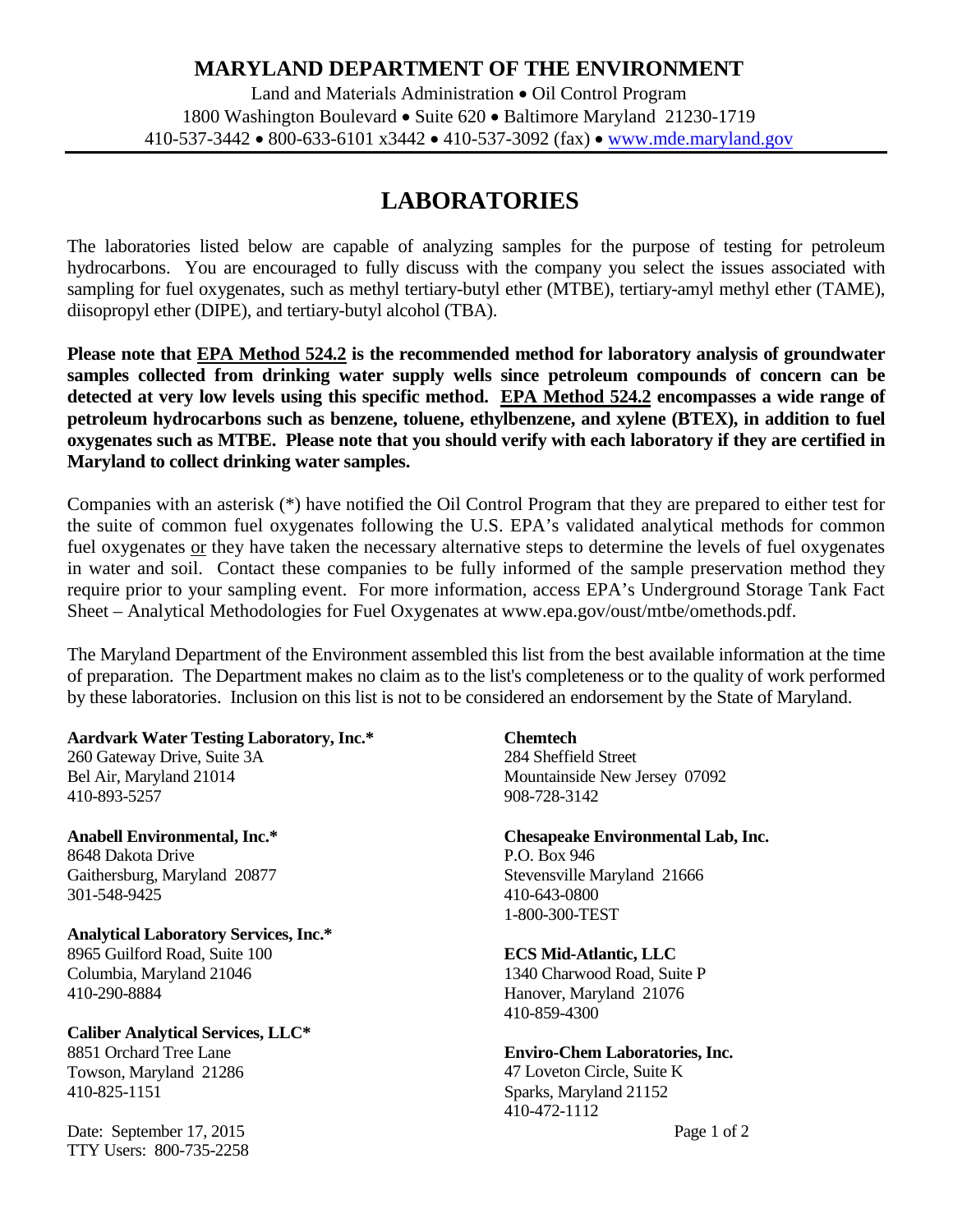# MARYLAND DEPARTMENT OF THE ENVIRONMENT

Land and Materials Administration • Oil Control Program
1800 Washington Boulevard • Suite 620 • Baltimore Maryland 21230-1719
410-537-3442 • 800-633-6101 x3442 • 410-537-3092 (fax) • www.mde.maryland.gov

## LABORATORIES

The laboratories listed below are capable of analyzing samples for the purpose of testing for petroleum hydrocarbons. You are encouraged to fully discuss with the company you select the issues associated with sampling for fuel oxygenates, such as methyl tertiary-butyl ether (MTBE), tertiary-amyl methyl ether (TAME), diisopropyl ether (DIPE), and tertiary-butyl alcohol (TBA).

**Please note that EPA Method 524.2 is the recommended method for laboratory analysis of groundwater samples collected from drinking water supply wells since petroleum compounds of concern can be detected at very low levels using this specific method. EPA Method 524.2 encompasses a wide range of petroleum hydrocarbons such as benzene, toluene, ethylbenzene, and xylene (BTEX), in addition to fuel oxygenates such as MTBE. Please note that you should verify with each laboratory if they are certified in Maryland to collect drinking water samples.**

Companies with an asterisk (*) have notified the Oil Control Program that they are prepared to either test for the suite of common fuel oxygenates following the U.S. EPA's validated analytical methods for common fuel oxygenates or they have taken the necessary alternative steps to determine the levels of fuel oxygenates in water and soil. Contact these companies to be fully informed of the sample preservation method they require prior to your sampling event. For more information, access EPA's Underground Storage Tank Fact Sheet – Analytical Methodologies for Fuel Oxygenates at www.epa.gov/oust/mtbe/omethods.pdf.

The Maryland Department of the Environment assembled this list from the best available information at the time of preparation. The Department makes no claim as to the list's completeness or to the quality of work performed by these laboratories. Inclusion on this list is not to be considered an endorsement by the State of Maryland.

**Aardvark Water Testing Laboratory, Inc.***
260 Gateway Drive, Suite 3A
Bel Air, Maryland 21014
410-893-5257

**Anabell Environmental, Inc.***
8648 Dakota Drive
Gaithersburg, Maryland 20877
301-548-9425

**Analytical Laboratory Services, Inc.***
8965 Guilford Road, Suite 100
Columbia, Maryland 21046
410-290-8884

**Caliber Analytical Services, LLC***
8851 Orchard Tree Lane
Towson, Maryland 21286
410-825-1151

**Chemtech**
284 Sheffield Street
Mountainside New Jersey 07092
908-728-3142

**Chesapeake Environmental Lab, Inc.**
P.O. Box 946
Stevensville Maryland 21666
410-643-0800
1-800-300-TEST

**ECS Mid-Atlantic, LLC**
1340 Charwood Road, Suite P
Hanover, Maryland 21076
410-859-4300

**Enviro-Chem Laboratories, Inc.**
47 Loveton Circle, Suite K
Sparks, Maryland 21152
410-472-1112

Date: September 17, 2015
TTY Users: 800-735-2258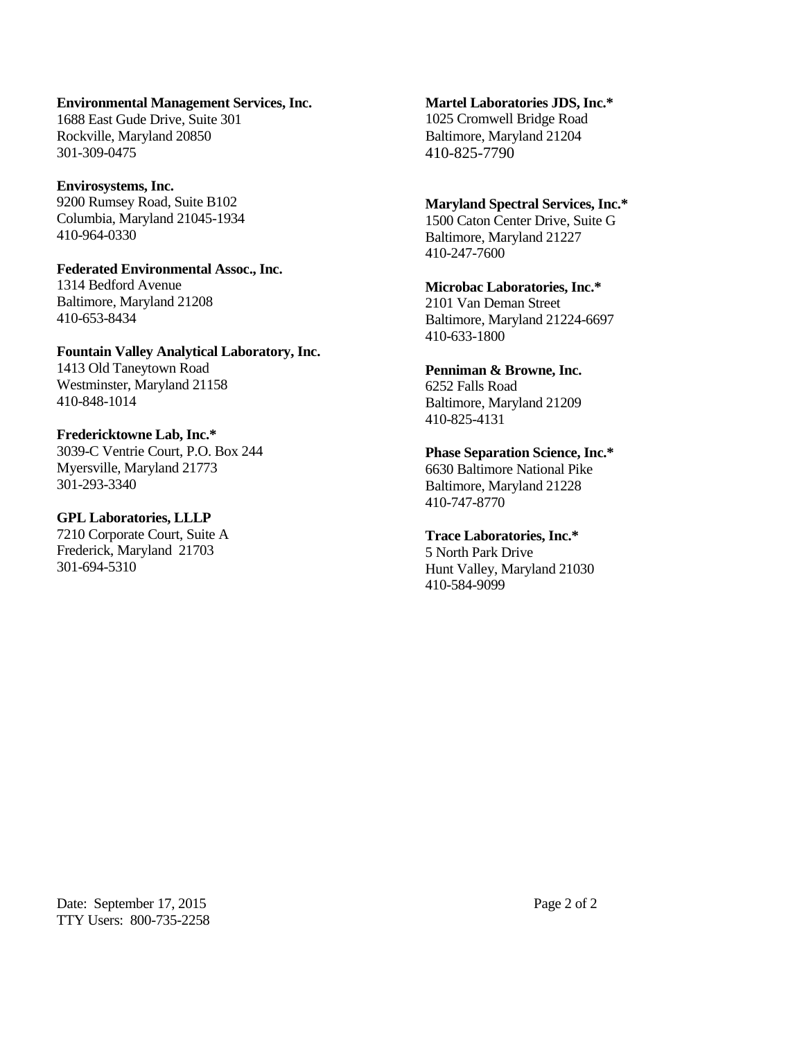**Environmental Management Services, Inc.**
1688 East Gude Drive, Suite 301
Rockville, Maryland 20850
301-309-0475

**Envirosystems, Inc.**
9200 Rumsey Road, Suite B102
Columbia, Maryland 21045-1934
410-964-0330

**Federated Environmental Assoc., Inc.**
1314 Bedford Avenue
Baltimore, Maryland 21208
410-653-8434

**Fountain Valley Analytical Laboratory, Inc.**
1413 Old Taneytown Road
Westminster, Maryland 21158
410-848-1014

**Fredericktowne Lab, Inc.***
3039-C Ventrie Court, P.O. Box 244
Myersville, Maryland 21773
301-293-3340

**GPL Laboratories, LLLP**
7210 Corporate Court, Suite A
Frederick, Maryland 21703
301-694-5310

**Martel Laboratories JDS, Inc.***
1025 Cromwell Bridge Road
Baltimore, Maryland 21204
410-825-7790

**Maryland Spectral Services, Inc.***
1500 Caton Center Drive, Suite G
Baltimore, Maryland 21227
410-247-7600

**Microbac Laboratories, Inc.***
2101 Van Deman Street
Baltimore, Maryland 21224-6697
410-633-1800

**Penniman & Browne, Inc.**
6252 Falls Road
Baltimore, Maryland 21209
410-825-4131

**Phase Separation Science, Inc.***
6630 Baltimore National Pike
Baltimore, Maryland 21228
410-747-8770

**Trace Laboratories, Inc.***
5 North Park Drive
Hunt Valley, Maryland 21030
410-584-9099

Date: September 17, 2015
TTY Users: 800-735-2258